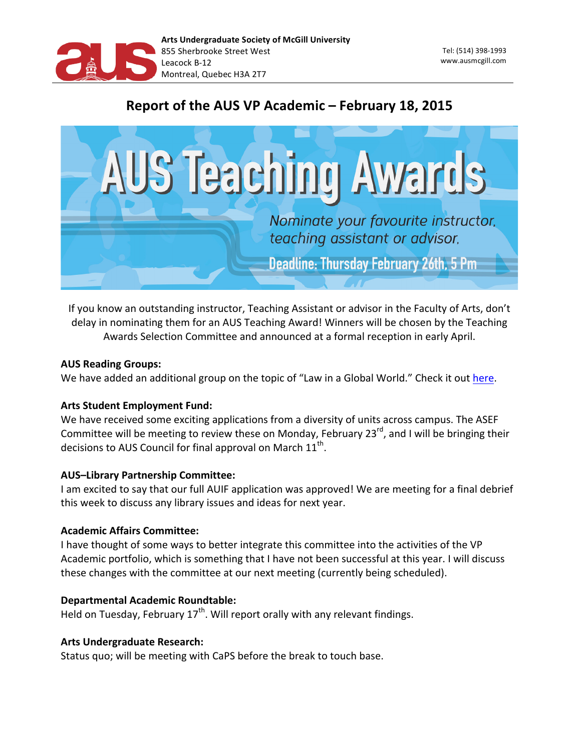**Arts Undergraduate Society of McGill University**
855 Sherbrooke Street West
Leacock B-12
Montreal, Quebec H3A 2T7

Tel: (514) 398-1993
www.ausmcgill.com

# Report of the AUS VP Academic – February 18, 2015

AUS Teaching Awards

*Nominate your favourite instructor, teaching assistant or advisor.*

Deadline: Thursday February 26th, 5 Pm

If you know an outstanding instructor, Teaching Assistant or advisor in the Faculty of Arts, don't delay in nominating them for an AUS Teaching Award! Winners will be chosen by the Teaching Awards Selection Committee and announced at a formal reception in early April.

**AUS Reading Groups:**
We have added an additional group on the topic of "Law in a Global World." Check it out here.

**Arts Student Employment Fund:**
We have received some exciting applications from a diversity of units across campus. The ASEF Committee will be meeting to review these on Monday, February 23rd, and I will be bringing their decisions to AUS Council for final approval on March 11th.

**AUS–Library Partnership Committee:**
I am excited to say that our full AUIF application was approved! We are meeting for a final debrief this week to discuss any library issues and ideas for next year.

**Academic Affairs Committee:**
I have thought of some ways to better integrate this committee into the activities of the VP Academic portfolio, which is something that I have not been successful at this year. I will discuss these changes with the committee at our next meeting (currently being scheduled).

**Departmental Academic Roundtable:**
Held on Tuesday, February 17th. Will report orally with any relevant findings.

**Arts Undergraduate Research:**
Status quo; will be meeting with CaPS before the break to touch base.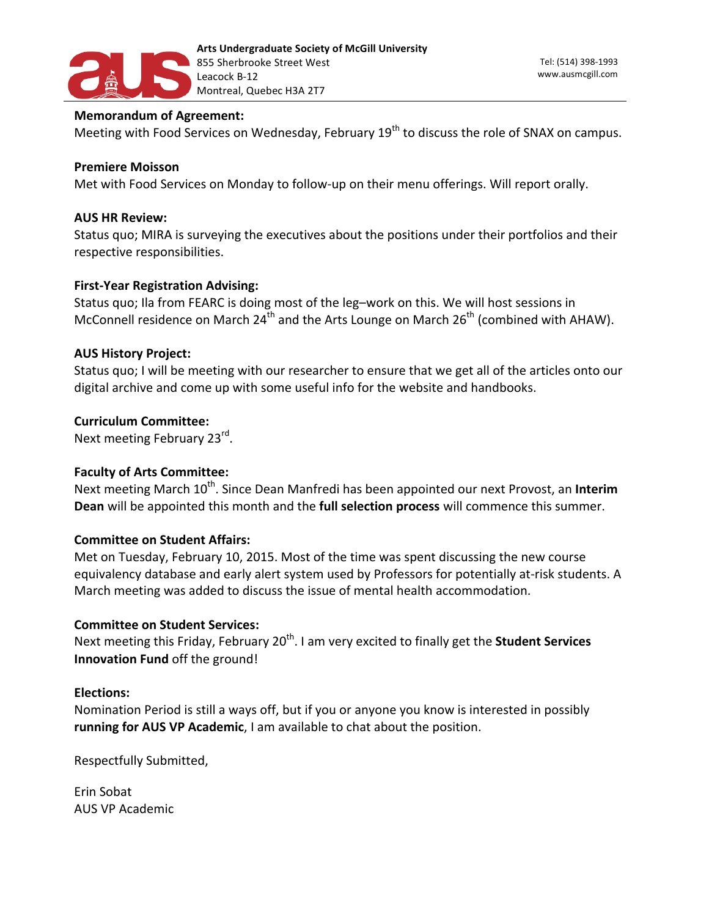**Memorandum of Agreement:**
Meeting with Food Services on Wednesday, February 19th to discuss the role of SNAX on campus.

**Premiere Moisson**
Met with Food Services on Monday to follow-up on their menu offerings. Will report orally.

**AUS HR Review:**
Status quo; MIRA is surveying the executives about the positions under their portfolios and their respective responsibilities.

**First-Year Registration Advising:**
Status quo; Ila from FEARC is doing most of the leg–work on this. We will host sessions in McConnell residence on March 24th and the Arts Lounge on March 26th (combined with AHAW).

**AUS History Project:**
Status quo; I will be meeting with our researcher to ensure that we get all of the articles onto our digital archive and come up with some useful info for the website and handbooks.

**Curriculum Committee:**
Next meeting February 23rd.

**Faculty of Arts Committee:**
Next meeting March 10th. Since Dean Manfredi has been appointed our next Provost, an **Interim Dean** will be appointed this month and the **full selection process** will commence this summer.

**Committee on Student Affairs:**
Met on Tuesday, February 10, 2015. Most of the time was spent discussing the new course equivalency database and early alert system used by Professors for potentially at-risk students. A March meeting was added to discuss the issue of mental health accommodation.

**Committee on Student Services:**
Next meeting this Friday, February 20th. I am very excited to finally get the **Student Services Innovation Fund** off the ground!

**Elections:**
Nomination Period is still a ways off, but if you or anyone you know is interested in possibly **running for AUS VP Academic**, I am available to chat about the position.

Respectfully Submitted,

Erin Sobat
AUS VP Academic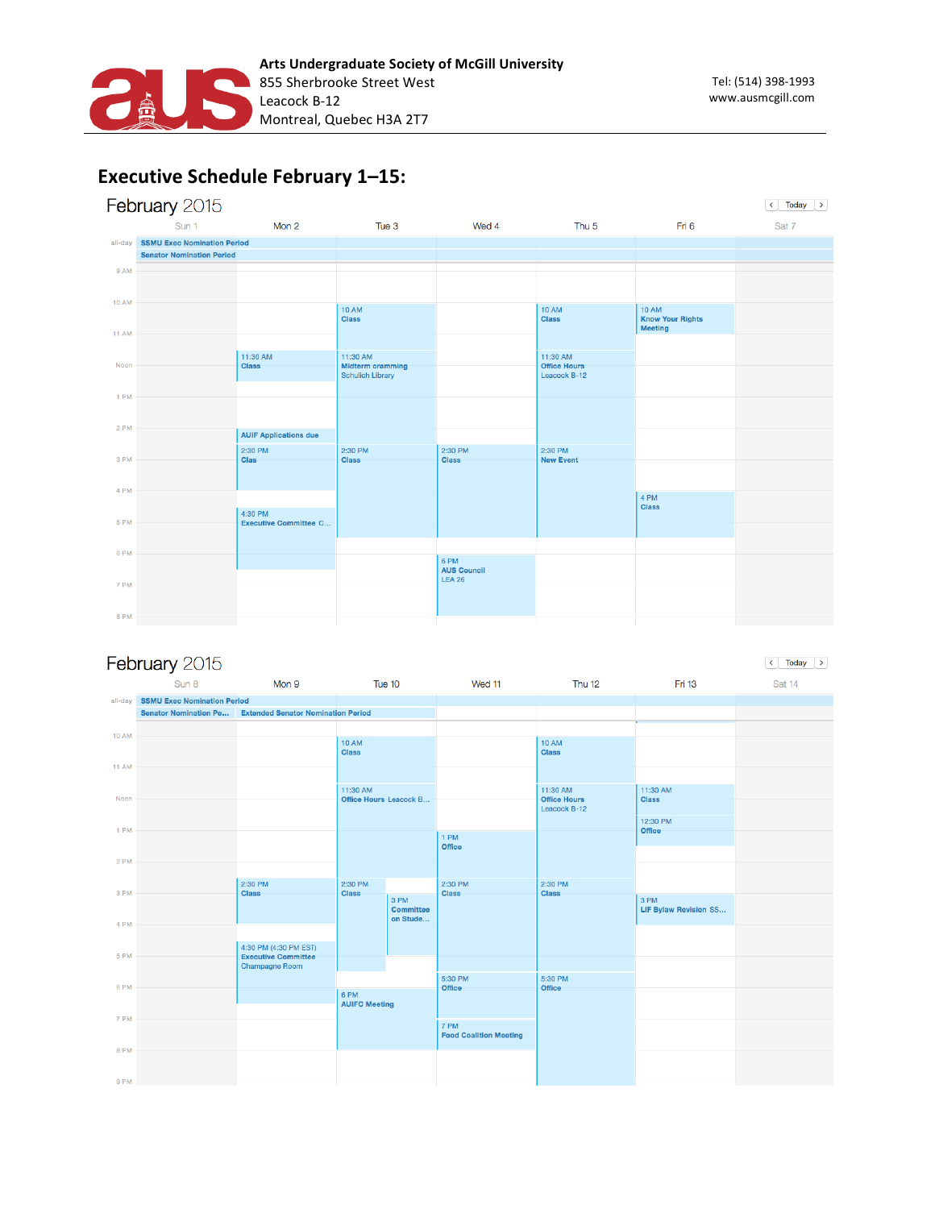**Arts Undergraduate Society of McGill University**
855 Sherbrooke Street West
Leacock B-12
Montreal, Quebec H3A 2T7

Tel: (514) 398-1993
www.ausmcgill.com

## Executive Schedule February 1–15:

February 2015

Today

Sun 1
Mon 2
Tue 3
Wed 4
Thu 5
Fri 6
Sat 7

all-day
SSMU Exec Nomination Period
Senator Nomination Period

9 AM
10 AM
11 AM
Noon
1 PM
2 PM
3 PM
4 PM
5 PM
6 PM
7 PM
8 PM

11:30 AM Class
AUIF Applications due
2:30 PM Clas
4:30 PM Executive Committee C...
10 AM Class
11:30 AM Midterm cramming Schulich Library
2:30 PM Class
2:30 PM Class
6 PM AUS Council LEA 26
10 AM Class
11:30 AM Office Hours Leacock B-12
2:30 PM New Event
10 AM Know Your Rights Meeting
4 PM Class

February 2015

Today

Sun 8
Mon 9
Tue 10
Wed 11
Thu 12
Fri 13
Sat 14

all-day
SSMU Exec Nomination Period
Senator Nomination Pe...
Extended Senator Nomination Period

10 AM
11 AM
Noon
1 PM
2 PM
3 PM
4 PM
5 PM
6 PM
7 PM
8 PM
9 PM

2:30 PM Class
4:30 PM (4:30 PM EST) Executive Committee Champagne Room
10 AM Class
11:30 AM Office Hours Leacock B...
2:30 PM Class
3 PM Committee on Stude...
6 PM AUIFC Meeting
1 PM Office
2:30 PM Class
5:30 PM Office
7 PM Food Coalition Meeting
10 AM Class
11:30 AM Office Hours Leacock B-12
2:30 PM Class
5:30 PM Office
11:30 AM Class
12:30 PM Office
3 PM LIF Bylaw Revision SS...